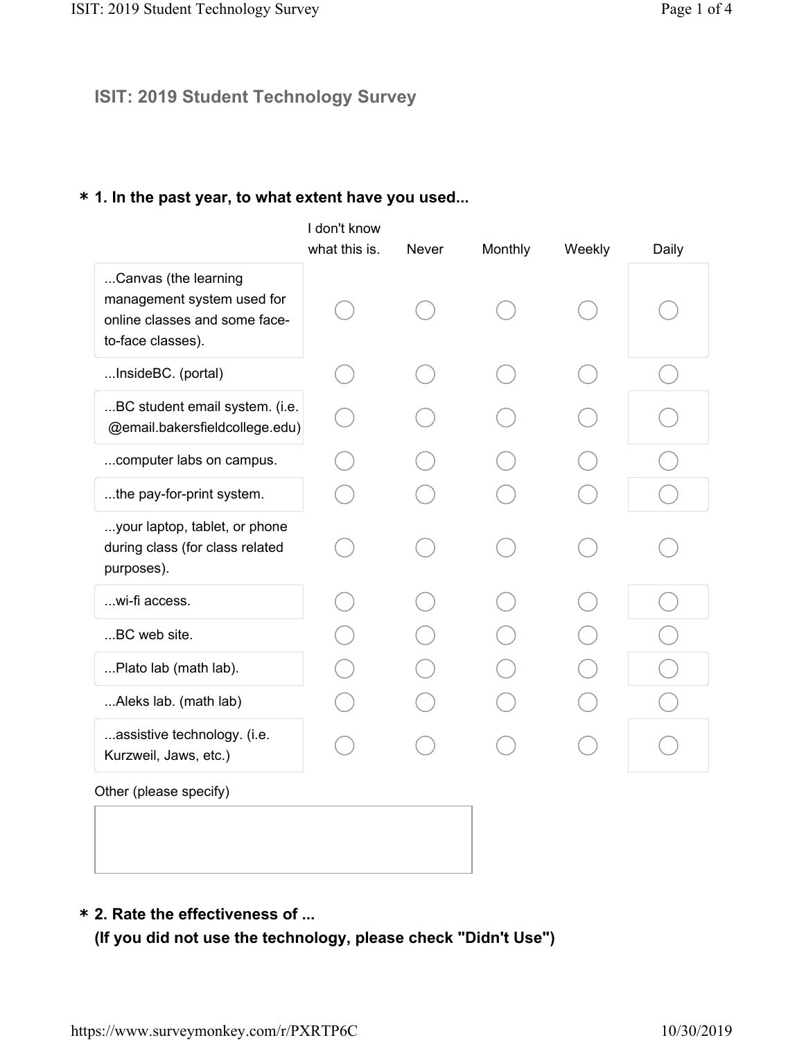# ISIT: 2019 Student Technology Survey

**\* 1. In the past year, to what extent have you used...**

| | I don't know what this is. | Never | Monthly | Weekly | Daily |
|---|---|---|---|---|---|
| ...Canvas (the learning management system used for online classes and some face-to-face classes). | ○ | ○ | ○ | ○ | ○ |
| ...InsideBC. (portal) | ○ | ○ | ○ | ○ | ○ |
| ...BC student email system. (i.e. @email.bakersfieldcollege.edu) | ○ | ○ | ○ | ○ | ○ |
| ...computer labs on campus. | ○ | ○ | ○ | ○ | ○ |
| ...the pay-for-print system. | ○ | ○ | ○ | ○ | ○ |
| ...your laptop, tablet, or phone during class (for class related purposes). | ○ | ○ | ○ | ○ | ○ |
| ...wi-fi access. | ○ | ○ | ○ | ○ | ○ |
| ...BC web site. | ○ | ○ | ○ | ○ | ○ |
| ...Plato lab (math lab). | ○ | ○ | ○ | ○ | ○ |
| ...Aleks lab. (math lab) | ○ | ○ | ○ | ○ | ○ |
| ...assistive technology. (i.e. Kurzweil, Jaws, etc.) | ○ | ○ | ○ | ○ | ○ |

Other (please specify)

**\* 2. Rate the effectiveness of ...**
**(If you did not use the technology, please check "Didn't Use")**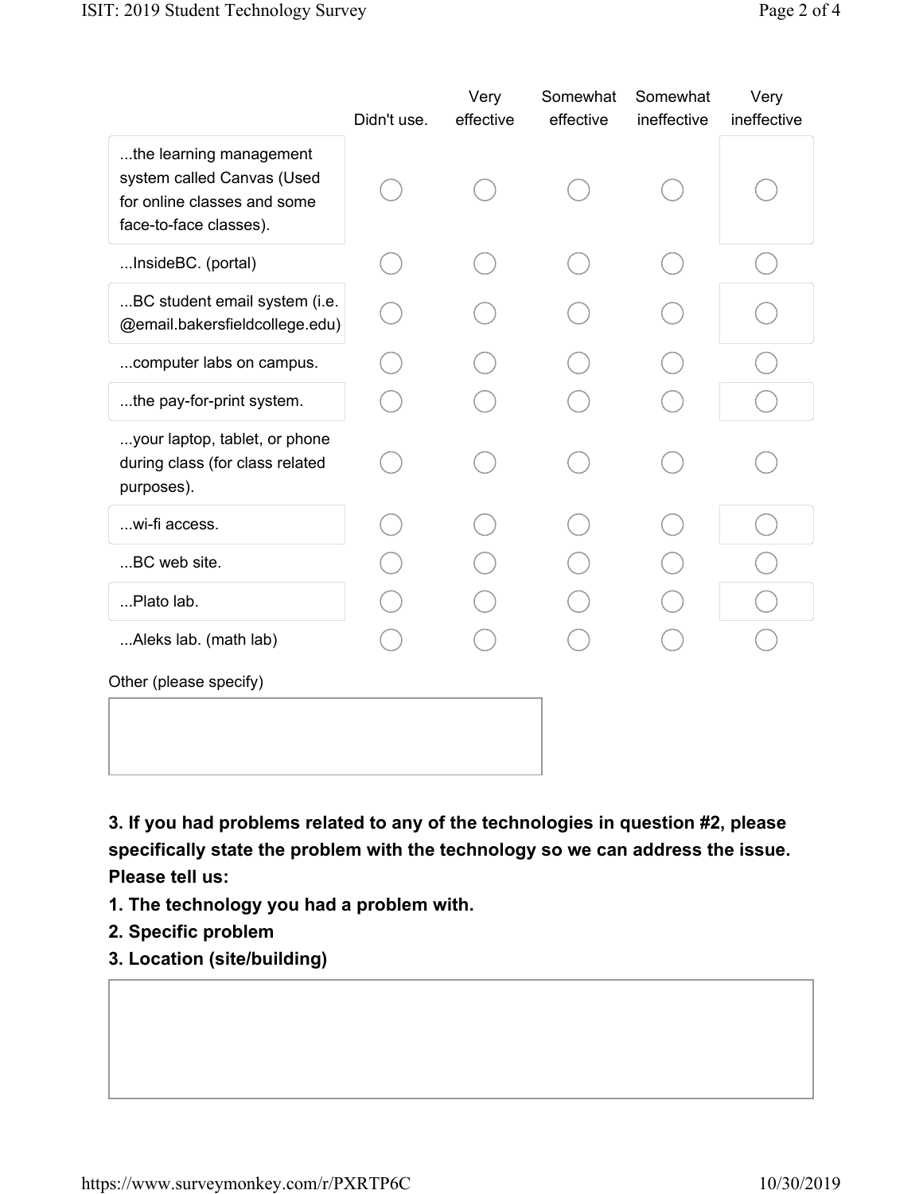| | Didn't use. | Very effective | Somewhat effective | Somewhat ineffective | Very ineffective |
|---|---|---|---|---|---|
| ...the learning management system called Canvas (Used for online classes and some face-to-face classes). | ◯ | ◯ | ◯ | ◯ | ◯ |
| ...InsideBC. (portal) | ◯ | ◯ | ◯ | ◯ | ◯ |
| ...BC student email system (i.e. @email.bakersfieldcollege.edu) | ◯ | ◯ | ◯ | ◯ | ◯ |
| ...computer labs on campus. | ◯ | ◯ | ◯ | ◯ | ◯ |
| ...the pay-for-print system. | ◯ | ◯ | ◯ | ◯ | ◯ |
| ...your laptop, tablet, or phone during class (for class related purposes). | ◯ | ◯ | ◯ | ◯ | ◯ |
| ...wi-fi access. | ◯ | ◯ | ◯ | ◯ | ◯ |
| ...BC web site. | ◯ | ◯ | ◯ | ◯ | ◯ |
| ...Plato lab. | ◯ | ◯ | ◯ | ◯ | ◯ |
| ...Aleks lab. (math lab) | ◯ | ◯ | ◯ | ◯ | ◯ |

Other (please specify)

**3. If you had problems related to any of the technologies in question #2, please specifically state the problem with the technology so we can address the issue. Please tell us:**

**1. The technology you had a problem with.**
**2. Specific problem**
**3. Location (site/building)**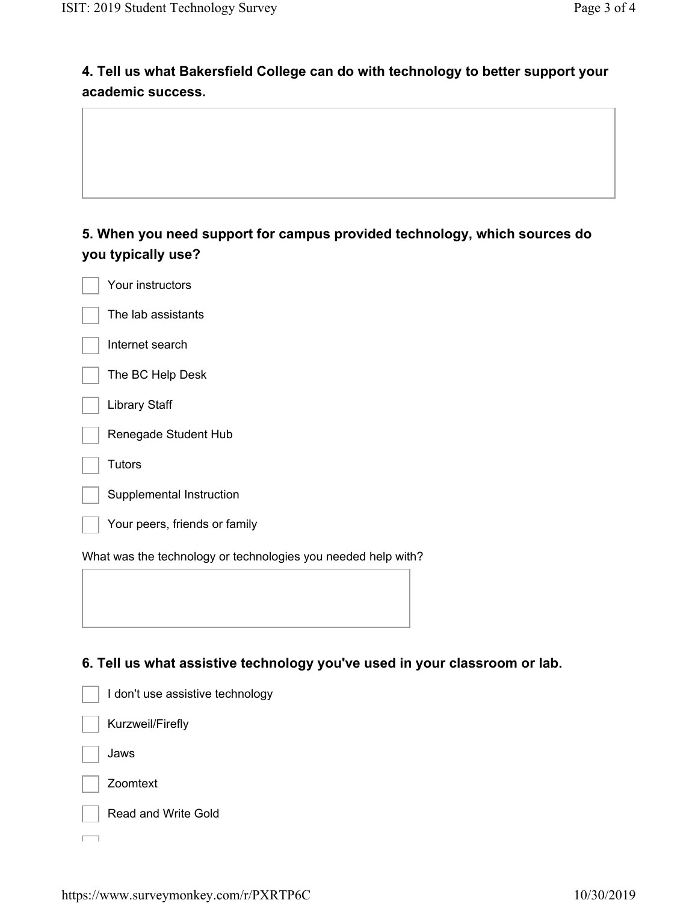**4. Tell us what Bakersfield College can do with technology to better support your academic success.**

**5. When you need support for campus provided technology, which sources do you typically use?**

- [ ] Your instructors
- [ ] The lab assistants
- [ ] Internet search
- [ ] The BC Help Desk
- [ ] Library Staff
- [ ] Renegade Student Hub
- [ ] Tutors
- [ ] Supplemental Instruction
- [ ] Your peers, friends or family

What was the technology or technologies you needed help with?

**6. Tell us what assistive technology you've used in your classroom or lab.**

- [ ] I don't use assistive technology
- [ ] Kurzweil/Firefly
- [ ] Jaws
- [ ] Zoomtext
- [ ] Read and Write Gold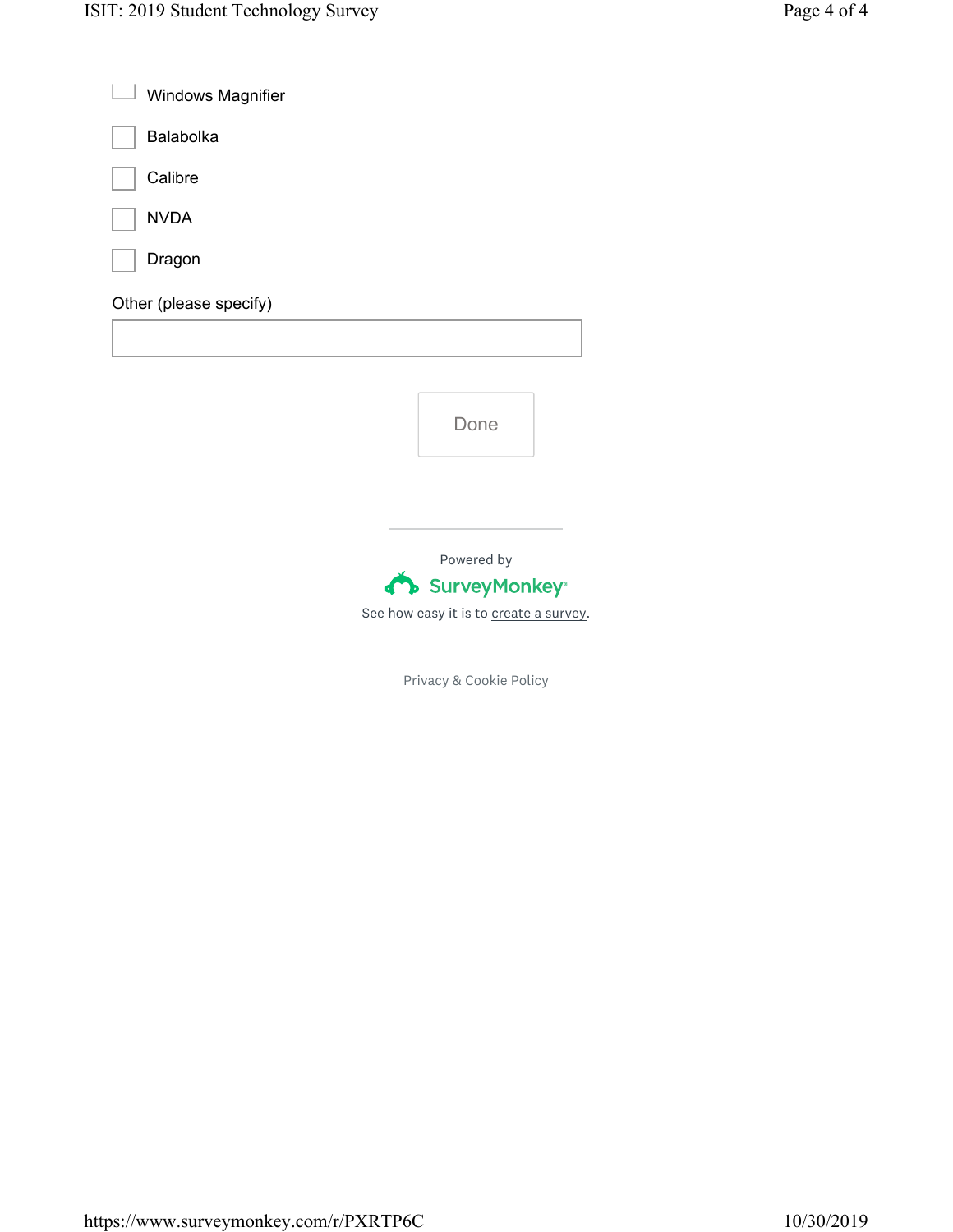- [ ] Windows Magnifier
- [ ] Balabolka
- [ ] Calibre
- [ ] NVDA
- [ ] Dragon

Other (please specify)

Done

Powered by SurveyMonkey

See how easy it is to create a survey.

Privacy & Cookie Policy